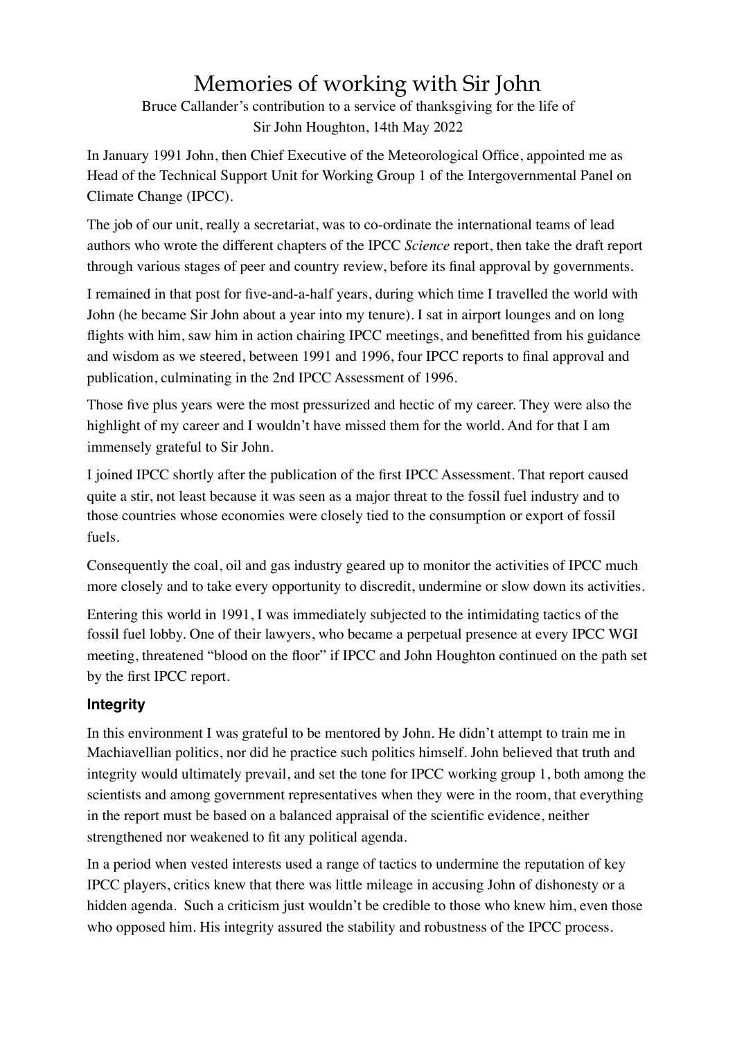# Memories of working with Sir John

Bruce Callander's contribution to a service of thanksgiving for the life of Sir John Houghton, 14th May 2022

In January 1991 John, then Chief Executive of the Meteorological Office, appointed me as Head of the Technical Support Unit for Working Group 1 of the Intergovernmental Panel on Climate Change (IPCC).

The job of our unit, really a secretariat, was to co-ordinate the international teams of lead authors who wrote the different chapters of the IPCC *Science* report, then take the draft report through various stages of peer and country review, before its final approval by governments.

I remained in that post for five-and-a-half years, during which time I travelled the world with John (he became Sir John about a year into my tenure). I sat in airport lounges and on long flights with him, saw him in action chairing IPCC meetings, and benefitted from his guidance and wisdom as we steered, between 1991 and 1996, four IPCC reports to final approval and publication, culminating in the 2nd IPCC Assessment of 1996.

Those five plus years were the most pressurized and hectic of my career. They were also the highlight of my career and I wouldn't have missed them for the world. And for that I am immensely grateful to Sir John.

I joined IPCC shortly after the publication of the first IPCC Assessment. That report caused quite a stir, not least because it was seen as a major threat to the fossil fuel industry and to those countries whose economies were closely tied to the consumption or export of fossil fuels.

Consequently the coal, oil and gas industry geared up to monitor the activities of IPCC much more closely and to take every opportunity to discredit, undermine or slow down its activities.

Entering this world in 1991, I was immediately subjected to the intimidating tactics of the fossil fuel lobby. One of their lawyers, who became a perpetual presence at every IPCC WGI meeting, threatened "blood on the floor" if IPCC and John Houghton continued on the path set by the first IPCC report.

### Integrity

In this environment I was grateful to be mentored by John. He didn't attempt to train me in Machiavellian politics, nor did he practice such politics himself. John believed that truth and integrity would ultimately prevail, and set the tone for IPCC working group 1, both among the scientists and among government representatives when they were in the room, that everything in the report must be based on a balanced appraisal of the scientific evidence, neither strengthened nor weakened to fit any political agenda.

In a period when vested interests used a range of tactics to undermine the reputation of key IPCC players, critics knew that there was little mileage in accusing John of dishonesty or a hidden agenda. Such a criticism just wouldn't be credible to those who knew him, even those who opposed him. His integrity assured the stability and robustness of the IPCC process.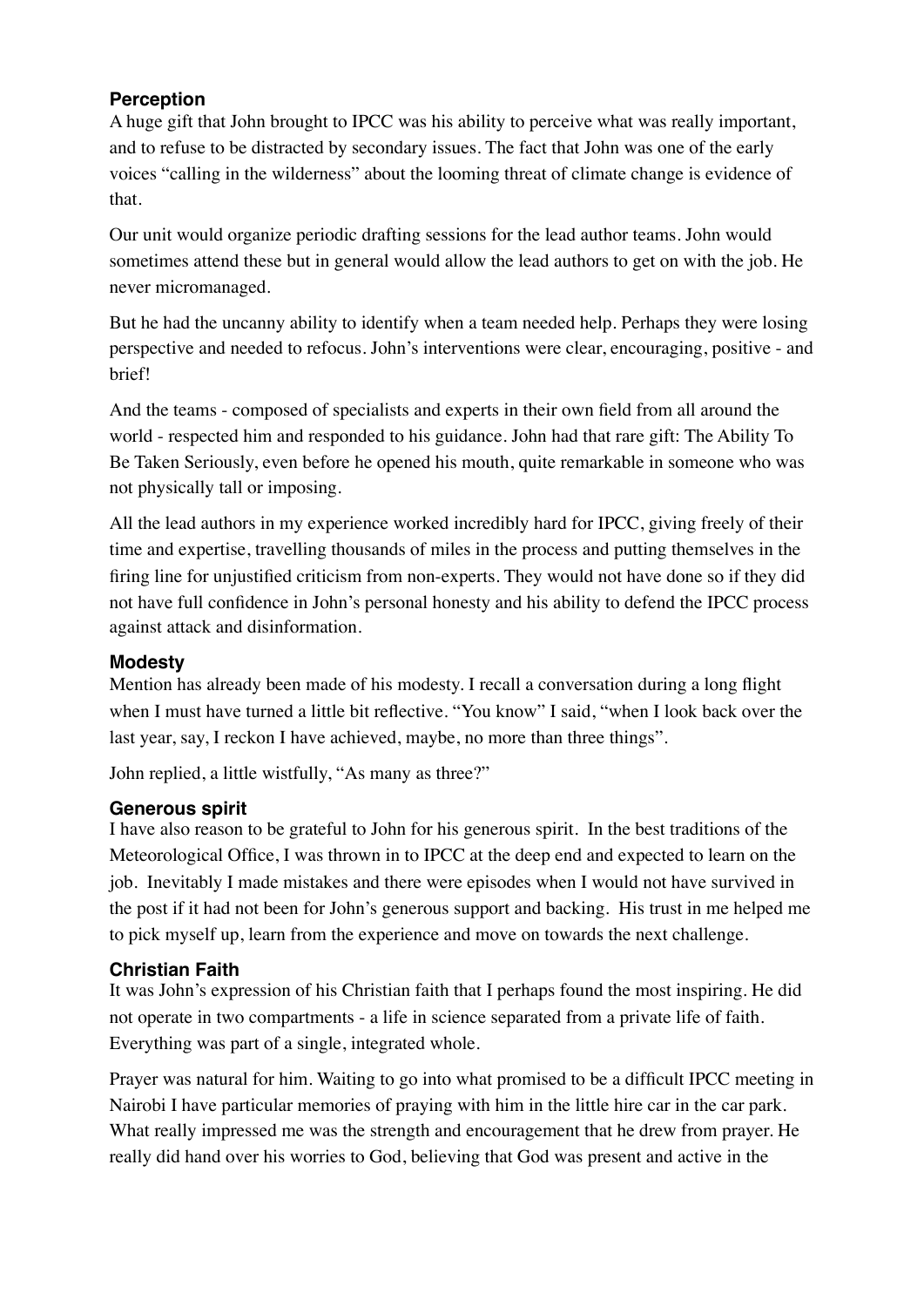### Perception

A huge gift that John brought to IPCC was his ability to perceive what was really important, and to refuse to be distracted by secondary issues. The fact that John was one of the early voices "calling in the wilderness" about the looming threat of climate change is evidence of that.

Our unit would organize periodic drafting sessions for the lead author teams. John would sometimes attend these but in general would allow the lead authors to get on with the job. He never micromanaged.

But he had the uncanny ability to identify when a team needed help. Perhaps they were losing perspective and needed to refocus. John's interventions were clear, encouraging, positive - and brief!

And the teams - composed of specialists and experts in their own field from all around the world - respected him and responded to his guidance. John had that rare gift: The Ability To Be Taken Seriously, even before he opened his mouth, quite remarkable in someone who was not physically tall or imposing.

All the lead authors in my experience worked incredibly hard for IPCC, giving freely of their time and expertise, travelling thousands of miles in the process and putting themselves in the firing line for unjustified criticism from non-experts. They would not have done so if they did not have full confidence in John's personal honesty and his ability to defend the IPCC process against attack and disinformation.

### Modesty

Mention has already been made of his modesty. I recall a conversation during a long flight when I must have turned a little bit reflective. "You know" I said, "when I look back over the last year, say, I reckon I have achieved, maybe, no more than three things".

John replied, a little wistfully, "As many as three?"

### Generous spirit

I have also reason to be grateful to John for his generous spirit. In the best traditions of the Meteorological Office, I was thrown in to IPCC at the deep end and expected to learn on the job. Inevitably I made mistakes and there were episodes when I would not have survived in the post if it had not been for John's generous support and backing. His trust in me helped me to pick myself up, learn from the experience and move on towards the next challenge.

### Christian Faith

It was John's expression of his Christian faith that I perhaps found the most inspiring. He did not operate in two compartments - a life in science separated from a private life of faith. Everything was part of a single, integrated whole.

Prayer was natural for him. Waiting to go into what promised to be a difficult IPCC meeting in Nairobi I have particular memories of praying with him in the little hire car in the car park. What really impressed me was the strength and encouragement that he drew from prayer. He really did hand over his worries to God, believing that God was present and active in the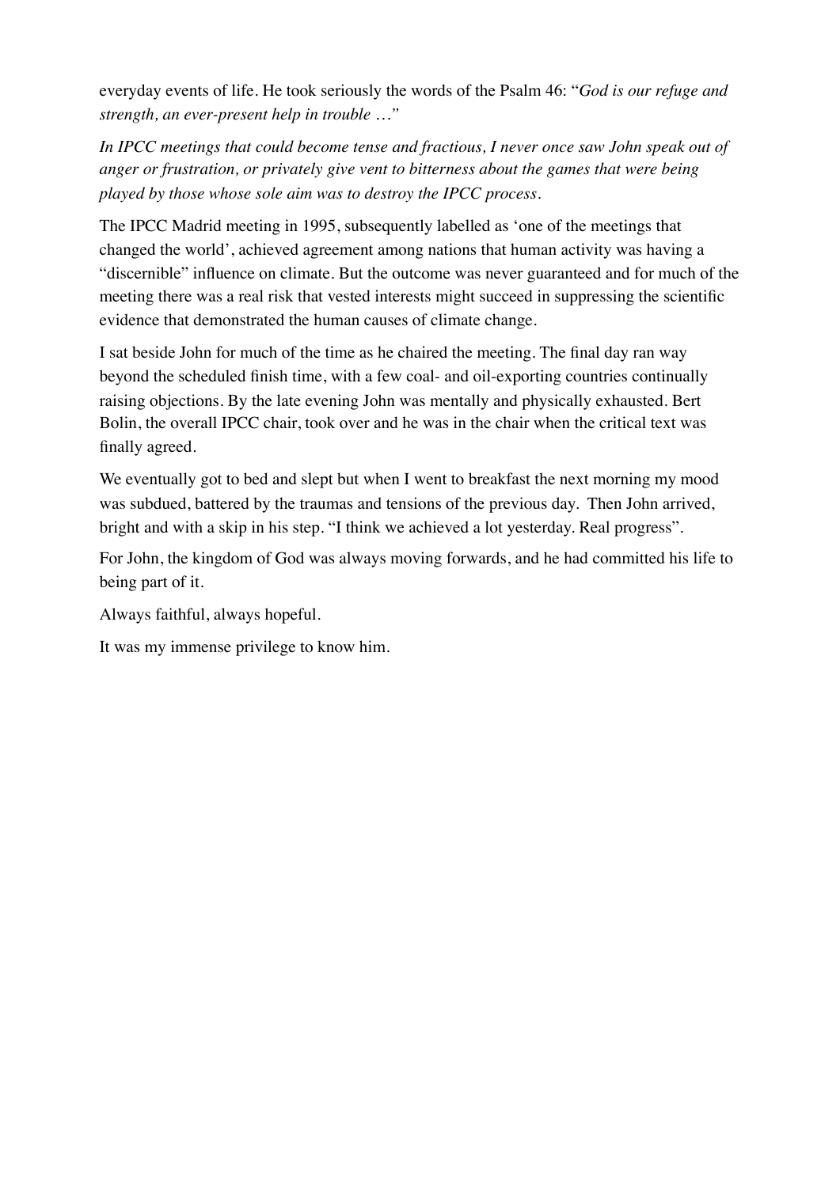everyday events of life. He took seriously the words of the Psalm 46: "*God is our refuge and strength, an ever-present help in trouble …"*

*In IPCC meetings that could become tense and fractious, I never once saw John speak out of anger or frustration, or privately give vent to bitterness about the games that were being played by those whose sole aim was to destroy the IPCC process.*

The IPCC Madrid meeting in 1995, subsequently labelled as 'one of the meetings that changed the world', achieved agreement among nations that human activity was having a "discernible" influence on climate. But the outcome was never guaranteed and for much of the meeting there was a real risk that vested interests might succeed in suppressing the scientific evidence that demonstrated the human causes of climate change.

I sat beside John for much of the time as he chaired the meeting. The final day ran way beyond the scheduled finish time, with a few coal- and oil-exporting countries continually raising objections. By the late evening John was mentally and physically exhausted. Bert Bolin, the overall IPCC chair, took over and he was in the chair when the critical text was finally agreed.

We eventually got to bed and slept but when I went to breakfast the next morning my mood was subdued, battered by the traumas and tensions of the previous day. Then John arrived, bright and with a skip in his step. "I think we achieved a lot yesterday. Real progress".

For John, the kingdom of God was always moving forwards, and he had committed his life to being part of it.

Always faithful, always hopeful.

It was my immense privilege to know him.